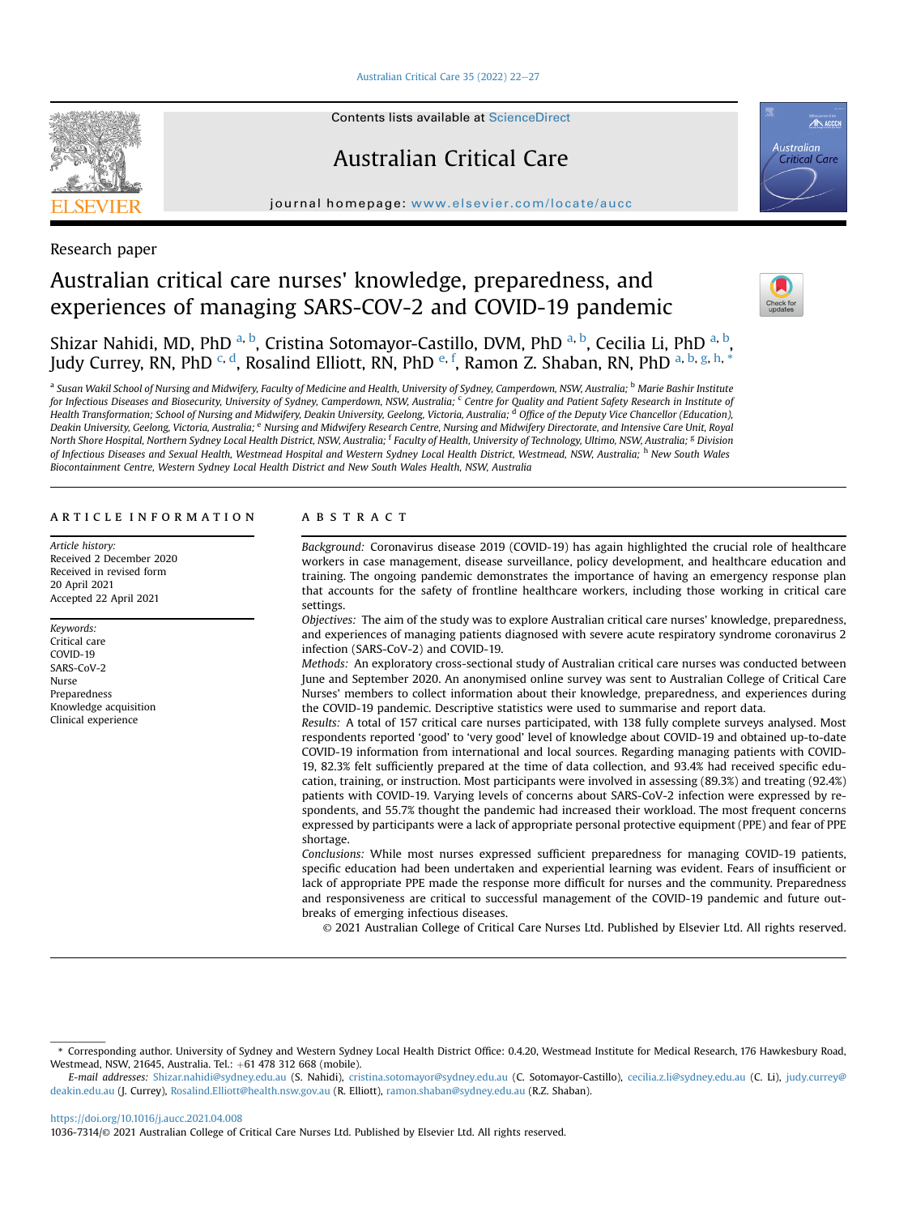Research paper

# Australian critical care nurses' knowledge, preparedness, and experiences of managing SARS-COV-2 and COVID-19 pandemic

Shizar Nahidi, MD, PhD [a, b], Cristina Sotomayor-Castillo, DVM, PhD [a, b], Cecilia Li, PhD [a, b], Judy Currey, RN, PhD [c, d], Rosalind Elliott, RN, PhD [e, f], Ramon Z. Shaban, RN, PhD [a, b, g, h, *]

[a] Susan Wakil School of Nursing and Midwifery, Faculty of Medicine and Health, University of Sydney, Camperdown, NSW, Australia; [b] Marie Bashir Institute for Infectious Diseases and Biosecurity, University of Sydney, Camperdown, NSW, Australia; [c] Centre for Quality and Patient Safety Research in Institute of Health Transformation; School of Nursing and Midwifery, Deakin University, Geelong, Victoria, Australia; [d] Office of the Deputy Vice Chancellor (Education), Deakin University, Geelong, Victoria, Australia; [e] Nursing and Midwifery Research Centre, Nursing and Midwifery Directorate, and Intensive Care Unit, Royal North Shore Hospital, Northern Sydney Local Health District, NSW, Australia; [f] Faculty of Health, University of Technology, Ultimo, NSW, Australia; [g] Division of Infectious Diseases and Sexual Health, Westmead Hospital and Western Sydney Local Health District, Westmead, NSW, Australia; [h] New South Wales Biocontainment Centre, Western Sydney Local Health District and New South Wales Health, NSW, Australia

## ARTICLE INFORMATION

*Article history:*
Received 2 December 2020
Received in revised form 20 April 2021
Accepted 22 April 2021

*Keywords:*
Critical care
COVID-19
SARS-CoV-2
Nurse
Preparedness
Knowledge acquisition
Clinical experience

## ABSTRACT

*Background:* Coronavirus disease 2019 (COVID-19) has again highlighted the crucial role of healthcare workers in case management, disease surveillance, policy development, and healthcare education and training. The ongoing pandemic demonstrates the importance of having an emergency response plan that accounts for the safety of frontline healthcare workers, including those working in critical care settings.

*Objectives:* The aim of the study was to explore Australian critical care nurses' knowledge, preparedness, and experiences of managing patients diagnosed with severe acute respiratory syndrome coronavirus 2 infection (SARS-CoV-2) and COVID-19.

*Methods:* An exploratory cross-sectional study of Australian critical care nurses was conducted between June and September 2020. An anonymised online survey was sent to Australian College of Critical Care Nurses' members to collect information about their knowledge, preparedness, and experiences during the COVID-19 pandemic. Descriptive statistics were used to summarise and report data.

*Results:* A total of 157 critical care nurses participated, with 138 fully complete surveys analysed. Most respondents reported 'good' to 'very good' level of knowledge about COVID-19 and obtained up-to-date COVID-19 information from international and local sources. Regarding managing patients with COVID-19, 82.3% felt sufficiently prepared at the time of data collection, and 93.4% had received specific education, training, or instruction. Most participants were involved in assessing (89.3%) and treating (92.4%) patients with COVID-19. Varying levels of concerns about SARS-CoV-2 infection were expressed by respondents, and 55.7% thought the pandemic had increased their workload. The most frequent concerns expressed by participants were a lack of appropriate personal protective equipment (PPE) and fear of PPE shortage.

*Conclusions:* While most nurses expressed sufficient preparedness for managing COVID-19 patients, specific education had been undertaken and experiential learning was evident. Fears of insufficient or lack of appropriate PPE made the response more difficult for nurses and the community. Preparedness and responsiveness are critical to successful management of the COVID-19 pandemic and future outbreaks of emerging infectious diseases.

© 2021 Australian College of Critical Care Nurses Ltd. Published by Elsevier Ltd. All rights reserved.

---

* Corresponding author. University of Sydney and Western Sydney Local Health District Office: 0.4.20, Westmead Institute for Medical Research, 176 Hawkesbury Road, Westmead, NSW, 21645, Australia. Tel.: +61 478 312 668 (mobile).

*E-mail addresses:* Shizar.nahidi@sydney.edu.au (S. Nahidi), cristina.sotomayor@sydney.edu.au (C. Sotomayor-Castillo), cecilia.z.li@sydney.edu.au (C. Li), judy.currey@deakin.edu.au (J. Currey), Rosalind.Elliott@health.nsw.gov.au (R. Elliott), ramon.shaban@sydney.edu.au (R.Z. Shaban).

https://doi.org/10.1016/j.aucc.2021.04.008
1036-7314/© 2021 Australian College of Critical Care Nurses Ltd. Published by Elsevier Ltd. All rights reserved.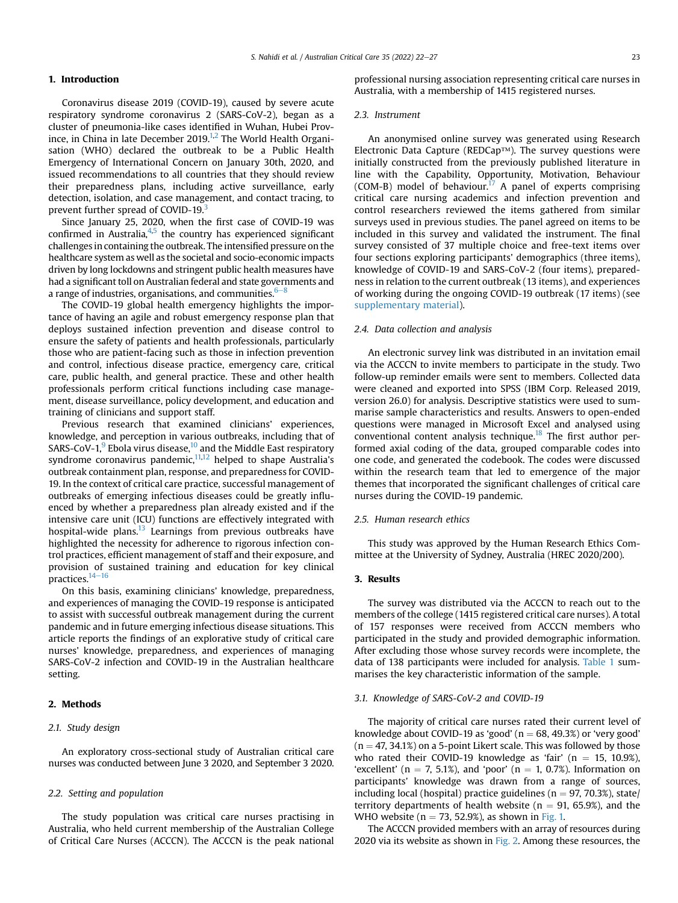## 1. Introduction

Coronavirus disease 2019 (COVID-19), caused by severe acute respiratory syndrome coronavirus 2 (SARS-CoV-2), began as a cluster of pneumonia-like cases identified in Wuhan, Hubei Province, in China in late December 2019.[1,2] The World Health Organisation (WHO) declared the outbreak to be a Public Health Emergency of International Concern on January 30th, 2020, and issued recommendations to all countries that they should review their preparedness plans, including active surveillance, early detection, isolation, and case management, and contact tracing, to prevent further spread of COVID-19.[3]

Since January 25, 2020, when the first case of COVID-19 was confirmed in Australia,[4,5] the country has experienced significant challenges in containing the outbreak. The intensified pressure on the healthcare system as well as the societal and socio-economic impacts driven by long lockdowns and stringent public health measures have had a significant toll on Australian federal and state governments and a range of industries, organisations, and communities.[6–8]

The COVID-19 global health emergency highlights the importance of having an agile and robust emergency response plan that deploys sustained infection prevention and disease control to ensure the safety of patients and health professionals, particularly those who are patient-facing such as those in infection prevention and control, infectious disease practice, emergency care, critical care, public health, and general practice. These and other health professionals perform critical functions including case management, disease surveillance, policy development, and education and training of clinicians and support staff.

Previous research that examined clinicians' experiences, knowledge, and perception in various outbreaks, including that of SARS-CoV-1,[9] Ebola virus disease,[10] and the Middle East respiratory syndrome coronavirus pandemic,[11,12] helped to shape Australia's outbreak containment plan, response, and preparedness for COVID-19. In the context of critical care practice, successful management of outbreaks of emerging infectious diseases could be greatly influenced by whether a preparedness plan already existed and if the intensive care unit (ICU) functions are effectively integrated with hospital-wide plans.[13] Learnings from previous outbreaks have highlighted the necessity for adherence to rigorous infection control practices, efficient management of staff and their exposure, and provision of sustained training and education for key clinical practices.[14–16]

On this basis, examining clinicians' knowledge, preparedness, and experiences of managing the COVID-19 response is anticipated to assist with successful outbreak management during the current pandemic and in future emerging infectious disease situations. This article reports the findings of an explorative study of critical care nurses' knowledge, preparedness, and experiences of managing SARS-CoV-2 infection and COVID-19 in the Australian healthcare setting.

## 2. Methods

### 2.1. Study design

An exploratory cross-sectional study of Australian critical care nurses was conducted between June 3 2020, and September 3 2020.

### 2.2. Setting and population

The study population was critical care nurses practising in Australia, who held current membership of the Australian College of Critical Care Nurses (ACCCN). The ACCCN is the peak national professional nursing association representing critical care nurses in Australia, with a membership of 1415 registered nurses.

### 2.3. Instrument

An anonymised online survey was generated using Research Electronic Data Capture (REDCap™). The survey questions were initially constructed from the previously published literature in line with the Capability, Opportunity, Motivation, Behaviour (COM-B) model of behaviour.[17] A panel of experts comprising critical care nursing academics and infection prevention and control researchers reviewed the items gathered from similar surveys used in previous studies. The panel agreed on items to be included in this survey and validated the instrument. The final survey consisted of 37 multiple choice and free-text items over four sections exploring participants' demographics (three items), knowledge of COVID-19 and SARS-CoV-2 (four items), preparedness in relation to the current outbreak (13 items), and experiences of working during the ongoing COVID-19 outbreak (17 items) (see supplementary material).

### 2.4. Data collection and analysis

An electronic survey link was distributed in an invitation email via the ACCCN to invite members to participate in the study. Two follow-up reminder emails were sent to members. Collected data were cleaned and exported into SPSS (IBM Corp. Released 2019, version 26.0) for analysis. Descriptive statistics were used to summarise sample characteristics and results. Answers to open-ended questions were managed in Microsoft Excel and analysed using conventional content analysis technique.[18] The first author performed axial coding of the data, grouped comparable codes into one code, and generated the codebook. The codes were discussed within the research team that led to emergence of the major themes that incorporated the significant challenges of critical care nurses during the COVID-19 pandemic.

### 2.5. Human research ethics

This study was approved by the Human Research Ethics Committee at the University of Sydney, Australia (HREC 2020/200).

## 3. Results

The survey was distributed via the ACCCN to reach out to the members of the college (1415 registered critical care nurses). A total of 157 responses were received from ACCCN members who participated in the study and provided demographic information. After excluding those whose survey records were incomplete, the data of 138 participants were included for analysis. Table 1 summarises the key characteristic information of the sample.

### 3.1. Knowledge of SARS-CoV-2 and COVID-19

The majority of critical care nurses rated their current level of knowledge about COVID-19 as 'good' (n = 68, 49.3%) or 'very good' (n = 47, 34.1%) on a 5-point Likert scale. This was followed by those who rated their COVID-19 knowledge as 'fair' (n = 15, 10.9%), 'excellent' (n = 7, 5.1%), and 'poor' (n = 1, 0.7%). Information on participants' knowledge was drawn from a range of sources, including local (hospital) practice guidelines (n = 97, 70.3%), state/territory departments of health website (n = 91, 65.9%), and the WHO website (n = 73, 52.9%), as shown in Fig. 1.

The ACCCN provided members with an array of resources during 2020 via its website as shown in Fig. 2. Among these resources, the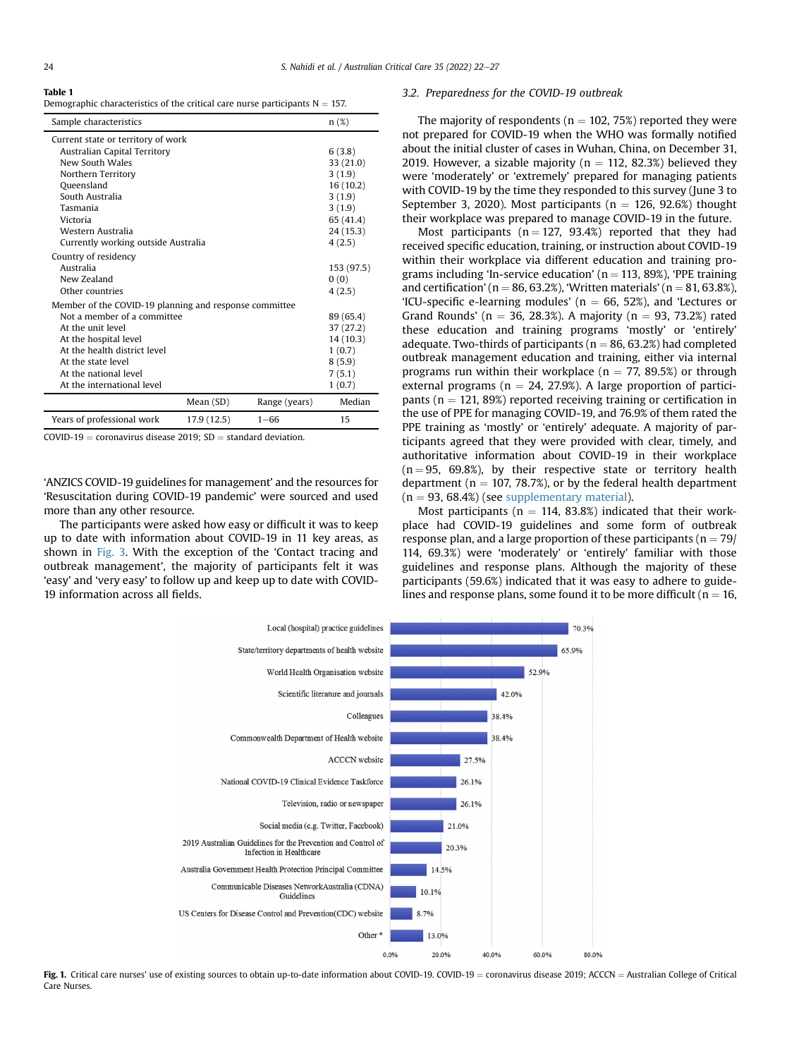**Table 1**
Demographic characteristics of the critical care nurse participants N = 157.

| Sample characteristics | | | n (%) |
|---|---|---|---|
| Current state or territory of work | | | |
| Australian Capital Territory | | | 6 (3.8) |
| New South Wales | | | 33 (21.0) |
| Northern Territory | | | 3 (1.9) |
| Queensland | | | 16 (10.2) |
| South Australia | | | 3 (1.9) |
| Tasmania | | | 3 (1.9) |
| Victoria | | | 65 (41.4) |
| Western Australia | | | 24 (15.3) |
| Currently working outside Australia | | | 4 (2.5) |
| Country of residency | | | |
| Australia | | | 153 (97.5) |
| New Zealand | | | 0 (0) |
| Other countries | | | 4 (2.5) |
| Member of the COVID-19 planning and response committee | | | |
| Not a member of a committee | | | 89 (65.4) |
| At the unit level | | | 37 (27.2) |
| At the hospital level | | | 14 (10.3) |
| At the health district level | | | 1 (0.7) |
| At the state level | | | 8 (5.9) |
| At the national level | | | 7 (5.1) |
| At the international level | | | 1 (0.7) |
| | Mean (SD) | Range (years) | Median |
| Years of professional work | 17.9 (12.5) | 1–66 | 15 |

COVID-19 = coronavirus disease 2019; SD = standard deviation.

'ANZICS COVID-19 guidelines for management' and the resources for 'Resuscitation during COVID-19 pandemic' were sourced and used more than any other resource.

The participants were asked how easy or difficult it was to keep up to date with information about COVID-19 in 11 key areas, as shown in Fig. 3. With the exception of the 'Contact tracing and outbreak management', the majority of participants felt it was 'easy' and 'very easy' to follow up and keep up to date with COVID-19 information across all fields.

### 3.2. Preparedness for the COVID-19 outbreak

The majority of respondents (n = 102, 75%) reported they were not prepared for COVID-19 when the WHO was formally notified about the initial cluster of cases in Wuhan, China, on December 31, 2019. However, a sizable majority (n = 112, 82.3%) believed they were 'moderately' or 'extremely' prepared for managing patients with COVID-19 by the time they responded to this survey (June 3 to September 3, 2020). Most participants (n = 126, 92.6%) thought their workplace was prepared to manage COVID-19 in the future.

Most participants (n = 127, 93.4%) reported that they had received specific education, training, or instruction about COVID-19 within their workplace via different education and training programs including 'In-service education' (n = 113, 89%), 'PPE training and certification' (n = 86, 63.2%), 'Written materials' (n = 81, 63.8%), 'ICU-specific e-learning modules' (n = 66, 52%), and 'Lectures or Grand Rounds' (n = 36, 28.3%). A majority (n = 93, 73.2%) rated these education and training programs 'mostly' or 'entirely' adequate. Two-thirds of participants (n = 86, 63.2%) had completed outbreak management education and training, either via internal programs run within their workplace (n = 77, 89.5%) or through external programs (n = 24, 27.9%). A large proportion of participants (n = 121, 89%) reported receiving training or certification in the use of PPE for managing COVID-19, and 76.9% of them rated the PPE training as 'mostly' or 'entirely' adequate. A majority of participants agreed that they were provided with clear, timely, and authoritative information about COVID-19 in their workplace (n = 95, 69.8%), by their respective state or territory health department (n = 107, 78.7%), or by the federal health department (n = 93, 68.4%) (see supplementary material).

Most participants (n = 114, 83.8%) indicated that their workplace had COVID-19 guidelines and some form of outbreak response plan, and a large proportion of these participants (n = 79/114, 69.3%) were 'moderately' or 'entirely' familiar with those guidelines and response plans. Although the majority of these participants (59.6%) indicated that it was easy to adhere to guidelines and response plans, some found it to be more difficult (n = 16,

| Source | % |
|---|---|
| Local (hospital) practice guidelines | 70.3% |
| State/territory departments of health website | 65.9% |
| World Health Organisation website | 52.9% |
| Scientific literature and journals | 42.0% |
| Colleagues | 38.4% |
| Commonwealth Department of Health website | 38.4% |
| ACCCN website | 27.5% |
| National COVID-19 Clinical Evidence Taskforce | 26.1% |
| Television, radio or newspaper | 26.1% |
| Social media (e.g. Twitter, Facebook) | 21.0% |
| 2019 Australian Guidelines for the Prevention and Control of Infection in Healthcare | 20.3% |
| Australia Government Health Protection Principal Committee | 14.5% |
| Communicable Diseases NetworkAustralia (CDNA) Guidelines | 10.1% |
| US Centers for Disease Control and Prevention(CDC) website | 8.7% |
| Other [a] | 13.0% |

**Fig. 1.** Critical care nurses' use of existing sources to obtain up-to-date information about COVID-19. COVID-19 = coronavirus disease 2019; ACCCN = Australian College of Critical Care Nurses.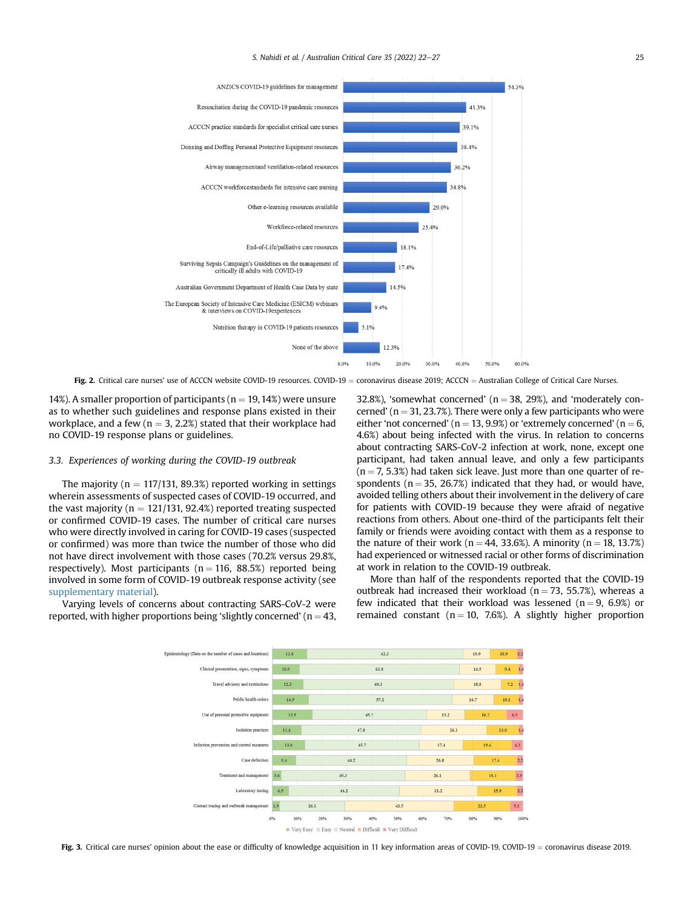Fig. 2. Critical care nurses' use of ACCCN website COVID-19 resources. COVID-19 = coronavirus disease 2019; ACCCN = Australian College of Critical Care Nurses.

14%). A smaller proportion of participants (n = 19, 14%) were unsure as to whether such guidelines and response plans existed in their workplace, and a few (n = 3, 2.2%) stated that their workplace had no COVID-19 response plans or guidelines.

### 3.3. Experiences of working during the COVID-19 outbreak

The majority (n = 117/131, 89.3%) reported working in settings wherein assessments of suspected cases of COVID-19 occurred, and the vast majority (n = 121/131, 92.4%) reported treating suspected or confirmed COVID-19 cases. The number of critical care nurses who were directly involved in caring for COVID-19 cases (suspected or confirmed) was more than twice the number of those who did not have direct involvement with those cases (70.2% versus 29.8%, respectively). Most participants (n = 116, 88.5%) reported being involved in some form of COVID-19 outbreak response activity (see supplementary material).

Varying levels of concerns about contracting SARS-CoV-2 were reported, with higher proportions being 'slightly concerned' (n = 43, 32.8%), 'somewhat concerned' (n = 38, 29%), and 'moderately concerned' (n = 31, 23.7%). There were only a few participants who were either 'not concerned' (n = 13, 9.9%) or 'extremely concerned' (n = 6, 4.6%) about being infected with the virus. In relation to concerns about contracting SARS-CoV-2 infection at work, none, except one participant, had taken annual leave, and only a few participants (n = 7, 5.3%) had taken sick leave. Just more than one quarter of respondents (n = 35, 26.7%) indicated that they had, or would have, avoided telling others about their involvement in the delivery of care for patients with COVID-19 because they were afraid of negative reactions from others. About one-third of the participants felt their family or friends were avoiding contact with them as a response to the nature of their work (n = 44, 33.6%). A minority (n = 18, 13.7%) had experienced or witnessed racial or other forms of discrimination at work in relation to the COVID-19 outbreak.

More than half of the respondents reported that the COVID-19 outbreak had increased their workload (n = 73, 55.7%), whereas a few indicated that their workload was lessened (n = 9, 6.9%) or remained constant (n = 10, 7.6%). A slightly higher proportion

Fig. 3. Critical care nurses' opinion about the ease or difficulty of knowledge acquisition in 11 key information areas of COVID-19. COVID-19 = coronavirus disease 2019.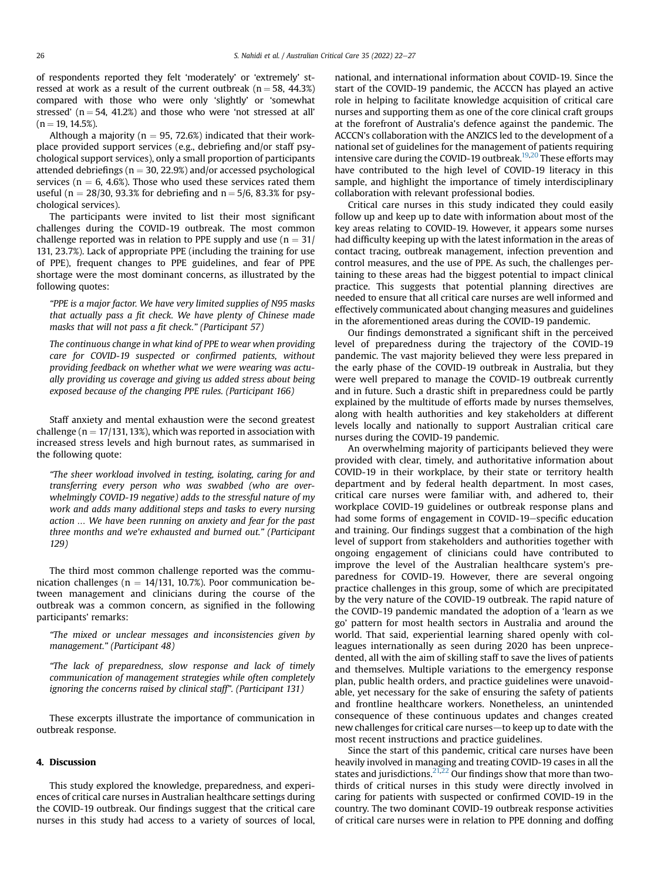of respondents reported they felt 'moderately' or 'extremely' stressed at work as a result of the current outbreak (n = 58, 44.3%) compared with those who were only 'slightly' or 'somewhat stressed' (n = 54, 41.2%) and those who were 'not stressed at all' (n = 19, 14.5%).

Although a majority (n = 95, 72.6%) indicated that their workplace provided support services (e.g., debriefing and/or staff psychological support services), only a small proportion of participants attended debriefings (n = 30, 22.9%) and/or accessed psychological services (n = 6, 4.6%). Those who used these services rated them useful (n = 28/30, 93.3% for debriefing and n = 5/6, 83.3% for psychological services).

The participants were invited to list their most significant challenges during the COVID-19 outbreak. The most common challenge reported was in relation to PPE supply and use (n = 31/131, 23.7%). Lack of appropriate PPE (including the training for use of PPE), frequent changes to PPE guidelines, and fear of PPE shortage were the most dominant concerns, as illustrated by the following quotes:

*"PPE is a major factor. We have very limited supplies of N95 masks that actually pass a fit check. We have plenty of Chinese made masks that will not pass a fit check." (Participant 57)*

*The continuous change in what kind of PPE to wear when providing care for COVID-19 suspected or confirmed patients, without providing feedback on whether what we were wearing was actually providing us coverage and giving us added stress about being exposed because of the changing PPE rules. (Participant 166)*

Staff anxiety and mental exhaustion were the second greatest challenge (n = 17/131, 13%), which was reported in association with increased stress levels and high burnout rates, as summarised in the following quote:

*"The sheer workload involved in testing, isolating, caring for and transferring every person who was swabbed (who are overwhelmingly COVID-19 negative) adds to the stressful nature of my work and adds many additional steps and tasks to every nursing action … We have been running on anxiety and fear for the past three months and we're exhausted and burned out." (Participant 129)*

The third most common challenge reported was the communication challenges (n = 14/131, 10.7%). Poor communication between management and clinicians during the course of the outbreak was a common concern, as signified in the following participants' remarks:

*"The mixed or unclear messages and inconsistencies given by management." (Participant 48)*

*"The lack of preparedness, slow response and lack of timely communication of management strategies while often completely ignoring the concerns raised by clinical staff". (Participant 131)*

These excerpts illustrate the importance of communication in outbreak response.

## 4. Discussion

This study explored the knowledge, preparedness, and experiences of critical care nurses in Australian healthcare settings during the COVID-19 outbreak. Our findings suggest that the critical care nurses in this study had access to a variety of sources of local, national, and international information about COVID-19. Since the start of the COVID-19 pandemic, the ACCCN has played an active role in helping to facilitate knowledge acquisition of critical care nurses and supporting them as one of the core clinical craft groups at the forefront of Australia's defence against the pandemic. The ACCCN's collaboration with the ANZICS led to the development of a national set of guidelines for the management of patients requiring intensive care during the COVID-19 outbreak.[19,20] These efforts may have contributed to the high level of COVID-19 literacy in this sample, and highlight the importance of timely interdisciplinary collaboration with relevant professional bodies.

Critical care nurses in this study indicated they could easily follow up and keep up to date with information about most of the key areas relating to COVID-19. However, it appears some nurses had difficulty keeping up with the latest information in the areas of contact tracing, outbreak management, infection prevention and control measures, and the use of PPE. As such, the challenges pertaining to these areas had the biggest potential to impact clinical practice. This suggests that potential planning directives are needed to ensure that all critical care nurses are well informed and effectively communicated about changing measures and guidelines in the aforementioned areas during the COVID-19 pandemic.

Our findings demonstrated a significant shift in the perceived level of preparedness during the trajectory of the COVID-19 pandemic. The vast majority believed they were less prepared in the early phase of the COVID-19 outbreak in Australia, but they were well prepared to manage the COVID-19 outbreak currently and in future. Such a drastic shift in preparedness could be partly explained by the multitude of efforts made by nurses themselves, along with health authorities and key stakeholders at different levels locally and nationally to support Australian critical care nurses during the COVID-19 pandemic.

An overwhelming majority of participants believed they were provided with clear, timely, and authoritative information about COVID-19 in their workplace, by their state or territory health department and by federal health department. In most cases, critical care nurses were familiar with, and adhered to, their workplace COVID-19 guidelines or outbreak response plans and had some forms of engagement in COVID-19–specific education and training. Our findings suggest that a combination of the high level of support from stakeholders and authorities together with ongoing engagement of clinicians could have contributed to improve the level of the Australian healthcare system's preparedness for COVID-19. However, there are several ongoing practice challenges in this group, some of which are precipitated by the very nature of the COVID-19 outbreak. The rapid nature of the COVID-19 pandemic mandated the adoption of a 'learn as we go' pattern for most health sectors in Australia and around the world. That said, experiential learning shared openly with colleagues internationally as seen during 2020 has been unprecedented, all with the aim of skilling staff to save the lives of patients and themselves. Multiple variations to the emergency response plan, public health orders, and practice guidelines were unavoidable, yet necessary for the sake of ensuring the safety of patients and frontline healthcare workers. Nonetheless, an unintended consequence of these continuous updates and changes created new challenges for critical care nurses—to keep up to date with the most recent instructions and practice guidelines.

Since the start of this pandemic, critical care nurses have been heavily involved in managing and treating COVID-19 cases in all the states and jurisdictions.[21,22] Our findings show that more than two-thirds of critical nurses in this study were directly involved in caring for patients with suspected or confirmed COVID-19 in the country. The two dominant COVID-19 outbreak response activities of critical care nurses were in relation to PPE donning and doffing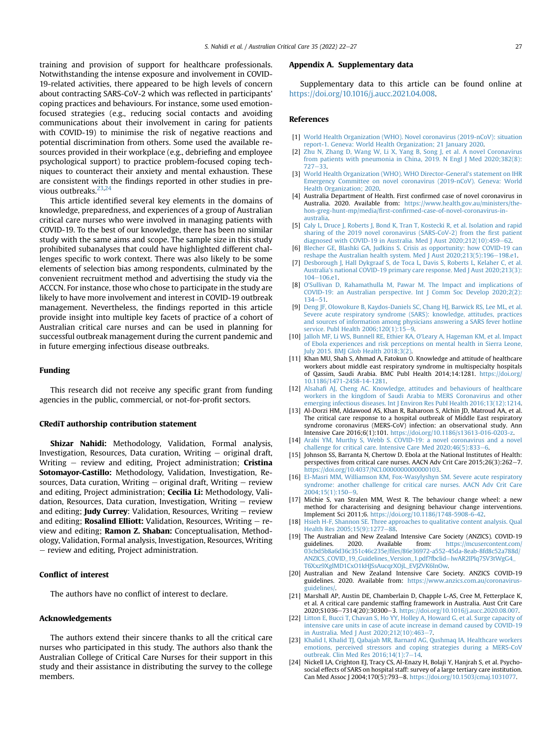training and provision of support for healthcare professionals. Notwithstanding the intense exposure and involvement in COVID-19-related activities, there appeared to be high levels of concern about contracting SARS-CoV-2 which was reflected in participants' coping practices and behaviours. For instance, some used emotion-focused strategies (e.g., reducing social contacts and avoiding communications about their involvement in caring for patients with COVID-19) to minimise the risk of negative reactions and potential discrimination from others. Some used the available resources provided in their workplace (e.g., debriefing and employee psychological support) to practice problem-focused coping techniques to counteract their anxiety and mental exhaustion. These are consistent with the findings reported in other studies in previous outbreaks.[23,24]

This article identified several key elements in the domains of knowledge, preparedness, and experiences of a group of Australian critical care nurses who were involved in managing patients with COVID-19. To the best of our knowledge, there has been no similar study with the same aims and scope. The sample size in this study prohibited subanalyses that could have highlighted different challenges specific to work context. There was also likely to be some elements of selection bias among respondents, culminated by the convenient recruitment method and advertising the study via the ACCCN. For instance, those who chose to participate in the study are likely to have more involvement and interest in COVID-19 outbreak management. Nevertheless, the findings reported in this article provide insight into multiple key facets of practice of a cohort of Australian critical care nurses and can be used in planning for successful outbreak management during the current pandemic and in future emerging infectious disease outbreaks.

## Funding

This research did not receive any specific grant from funding agencies in the public, commercial, or not-for-profit sectors.

## CRediT authorship contribution statement

**Shizar Nahidi:** Methodology, Validation, Formal analysis, Investigation, Resources, Data curation, Writing – original draft, Writing – review and editing, Project administration; **Cristina Sotomayor-Castillo:** Methodology, Validation, Investigation, Resources, Data curation, Writing – original draft, Writing – review and editing, Project administration; **Cecilia Li:** Methodology, Validation, Resources, Data curation, Investigation, Writing – review and editing; **Judy Currey**: Validation, Resources, Writing – review and editing; **Rosalind Elliott:** Validation, Resources, Writing – review and editing; **Ramon Z. Shaban:** Conceptualisation, Methodology, Validation, Formal analysis, Investigation, Resources, Writing – review and editing, Project administration.

## Conflict of interest

The authors have no conflict of interest to declare.

## Acknowledgements

The authors extend their sincere thanks to all the critical care nurses who participated in this study. The authors also thank the Australian College of Critical Care Nurses for their support in this study and their assistance in distributing the survey to the college members.

## Appendix A. Supplementary data

Supplementary data to this article can be found online at https://doi.org/10.1016/j.aucc.2021.04.008.

## References

[1] World Health Organization (WHO). Novel coronavirus (2019-nCoV): situation report-1. Geneva: World Health Organization; 21 January 2020.

[2] Zhu N, Zhang D, Wang W, Li X, Yang B, Song J, et al. A novel Coronavirus from patients with pneumonia in China, 2019. N Engl J Med 2020;382(8):727–33.

[3] World Health Organization (WHO). WHO Director-General's statement on IHR Emergency Committee on novel coronavirus (2019-nCoV). Geneva: World Health Organization; 2020.

[4] Australia Department of Health. First confirmed case of novel coronavirus in Australia. 2020. Available from: https://www.health.gov.au/ministers/the-hon-greg-hunt-mp/media/first-confirmed-case-of-novel-coronavirus-in-australia.

[5] Caly L, Druce J, Roberts J, Bond K, Tran T, Kostecki R, et al. Isolation and rapid sharing of the 2019 novel coronavirus (SARS-CoV-2) from the first patient diagnosed with COVID-19 in Australia. Med J Aust 2020;212(10):459–62.

[6] Blecher GE, Blashki GA, Judkins S. Crisis as opportunity: how COVID-19 can reshape the Australian health system. Med J Aust 2020;213(5):196–198.e1.

[7] Desborough J, Hall Dykgraaf S, de Toca L, Davis S, Roberts L, Kelaher C, et al. Australia's national COVID-19 primary care response. Med J Aust 2020;213(3):104–106.e1.

[8] O'Sullivan D, Rahamathulla M, Pawar M. The Impact and implications of COVID-19: an Australian perspective. Int J Comm Soc Develop 2020;2(2):134–51.

[9] Deng JF, Olowokure B, Kaydos-Daniels SC, Chang HJ, Barwick RS, Lee ML, et al. Severe acute respiratory syndrome (SARS): knowledge, attitudes, practices and sources of information among physicians answering a SARS fever hotline service. Publ Health 2006;120(1):15–9.

[10] Jalloh MF, Li WS, Bunnell RE, Ethier KA, O'Leary A, Hageman KM, et al. Impact of Ebola experiences and risk perceptions on mental health in Sierra Leone, July 2015. BMJ Glob Health 2018;3(2).

[11] Khan MU, Shah S, Ahmad A, Fatokun O. Knowledge and attitude of healthcare workers about middle east respiratory syndrome in multispecialty hospitals of Qassim, Saudi Arabia. BMC Publ Health 2014;14:1281. https://doi.org/10.1186/1471-2458-14-1281.

[12] Alsahafi AJ, Cheng AC. Knowledge, attitudes and behaviours of healthcare workers in the kingdom of Saudi Arabia to MERS Coronavirus and other emerging infectious diseases. Int J Environ Res Publ Health 2016;13(12):1214.

[13] Al-Dorzi HM, Aldawood AS, Khan R, Baharoon S, Alchin JD, Matroud AA, et al. The critical care response to a hospital outbreak of Middle East respiratory syndrome coronavirus (MERS-CoV) infection: an observational study. Ann Intensive Care 2016;6(1):101. https://doi.org/10.1186/s13613-016-0203-z.

[14] Arabi YM, Murthy S, Webb S. COVID-19: a novel coronavirus and a novel challenge for critical care. Intensive Care Med 2020;46(5):833–6.

[15] Johnson SS, Barranta N, Chertow D. Ebola at the National Institutes of Health: perspectives from critical care nurses. AACN Adv Crit Care 2015;26(3):262–7. https://doi.org/10.4037/NCI.0000000000000103.

[16] El-Masri MM, Williamson KM, Fox-Wasylyshyn SM. Severe acute respiratory syndrome: another challenge for critical care nurses. AACN Adv Crit Care 2004;15(1):150–9.

[17] Michie S, van Stralen MM, West R. The behaviour change wheel: a new method for characterising and designing behaviour change interventions. Implement Sci 2011;6. https://doi.org/10.1186/1748-5908-6-42.

[18] Hsieh H-F, Shannon SE. Three approaches to qualitative content analysis. Qual Health Res 2005;15(9):1277–88.

[19] The Australian and New Zealand Intensive Care Society (ANZICS). COVID-19 guidelines. 2020. Available from: https://mcusercontent.com/03cbd5b8a6d36c351c46c235e/files/86e36972-a552-45da-8eab-8fd8c52a788d/ANZICS_COVID_19_Guidelines_Version_1.pdf?fbclid=IwAR2IPlq7SV3tWgG4_T6Xxz9XglMD1CxO1kHJSsAucqrXOjL_EVJZVK6lnOw.

[20] Australian and New Zealand Intensive Care Society. ANZICS COVID-19 guidelines. 2020. Available from: https://www.anzics.com.au/coronavirus-guidelines/.

[21] Marshall AP, Austin DE, Chamberlain D, Chapple L-AS, Cree M, Fetterplace K, et al. A critical care pandemic staffing framework in Australia. Aust Crit Care 2020;S1036–7314(20):30300–3. https://doi.org/10.1016/j.aucc.2020.08.007.

[22] Litton E, Bucci T, Chavan S, Ho YY, Holley A, Howard G, et al. Surge capacity of intensive care units in case of acute increase in demand caused by COVID-19 in Australia. Med J Aust 2020;212(10):463–7.

[23] Khalid I, Khalid TJ, Qabajah MR, Barnard AG, Qushmaq IA. Healthcare workers emotions, perceived stressors and coping strategies during a MERS-CoV outbreak. Clin Med Res 2016;14(1):7–14.

[24] Nickell LA, Crighton EJ, Tracy CS, Al-Enazy H, Bolaji Y, Hanjrah S, et al. Psychosocial effects of SARS on hospital staff: survey of a large tertiary care institution. Can Med Assoc J 2004;170(5):793–8. https://doi.org/10.1503/cmaj.1031077.